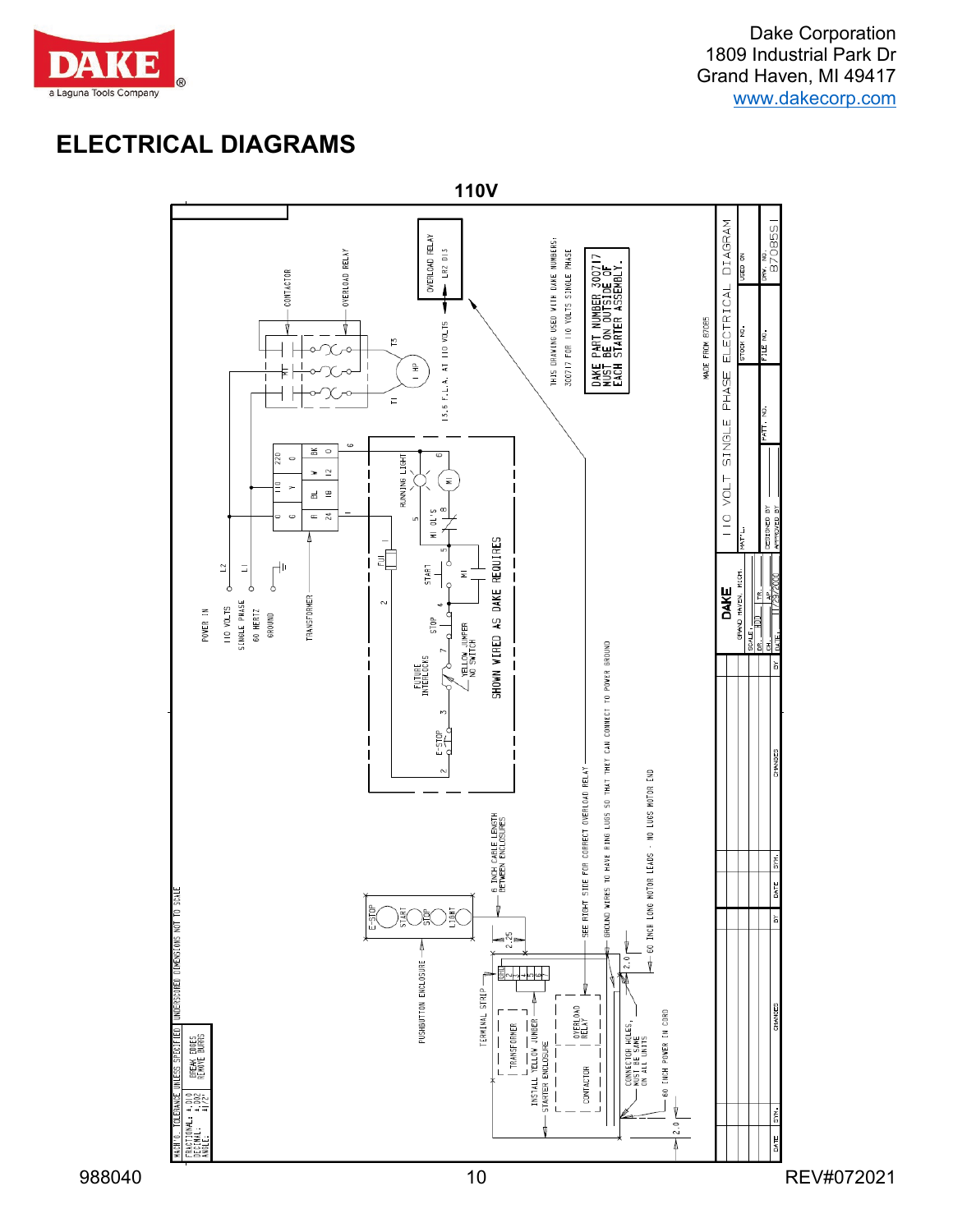# ELECTRICAL DIAGRAMS

**110V**

110 VOLT SINGLE PHASE ELECTRICAL DIAGRAM

DRW. NO. 87085SI

MADE FROM 87085

THIS DRAWING USED WITH DAKE NUMBERS:
300717 FOR 110 VOLTS SINGLE PHASE

DAKE PART NUMBER 300717 MUST BE ON OUTSIDE OF EACH STARTER ASSEMBLY.

POWER IN
110 VOLTS
SINGLE PHASE
60 HERTZ
GROUND

L2
L1

TRANSFORMER

CONTACTOR

OVERLOAD RELAY

OVERLOAD RELAY LR2 D13

13.5 F.L.A. AT 110 VOLTS

1 HP

T1 T3

| G | 110 | 220 |
|---|---|---|
| G | Y | O |
| R | BL | W | BK |
| 24 | 18 | 12 | 0 |

FU1

RUNNING LIGHT

M1 OL'S

M1

START

STOP

FUTURE INTERLOCKS

YELLOW JUMPER NO SWITCH

E-STOP

SHOWN WIRED AS DAKE REQUIRES

PUSHBUTTON ENCLOSURE: E-STOP, START, STOP, LIGHT

6 INCH CABLE LENGTH BETWEEN ENCLOSURES

2.25

TERMINAL STRIP

TRANSFORMER

INSTALL YELLOW JUMPER

STARTER ENCLOSURE

OVERLOAD RELAY

CONTACTOR

SEE RIGHT SIDE FOR CORRECT OVERLOAD RELAY

GROUND WIRES TO HAVE RING LUGS SO THAT THEY CAN CONNECT TO POWER GROUND

60 INCH LONG MOTOR LEADS - NO LUGS MOTOR END

2.0

CONNECTOR HOLES, MUST BE SAME ON ALL UNITS

60 INCH POWER IN CORD

2.0

MACH'D. TOLERANCE UNLESS SPECIFIED. UNDERSCORED DIMENSIONS NOT TO SCALE

FRACTIONAL: ±.010
DECIMAL: ±.002
ANGLE: ±1/2°

BREAK EDGES
REMOVE BURRS

DAKE GRAND HAVEN, MICH.

SCALE:
DR. RJD
CH.
DATE: 11/29/2000

MAT'L.

DESIGNED BY
APPROVED BY

PATT. NO.

STOCK NO.

FILE NO.

USED ON

| SYM. | DATE | BY | CHANGES |
|---|---|---|---|

988040

REV#072021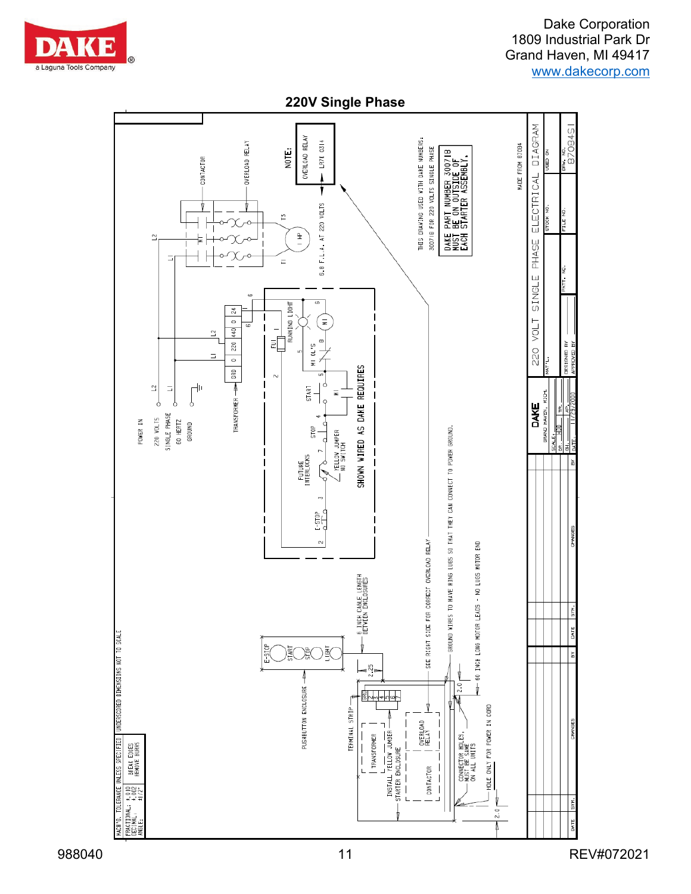# 220V Single Phase

POWER IN
220 VOLTS
SINGLE PHASE
60 HERTZ
GROUND

L2 L1

TRANSFORMER

| GRD | 0 | 220 | 440 | 0 | 24 |
|---|---|---|---|---|---|

CONTACTOR

OVERLOAD RELAY

M1

T1 T3

1 HP

6.8 F.L.A. AT 220 VOLTS

NOTE:
OVERLOAD RELAY
LR7K 0314

THIS DRAWING USED WITH DAKE NUMBERS:
300718 FOR 220 VOLTS SINGLE PHASE

DAKE PART NUMBER 300718 MUST BE ON OUTSIDE OF EACH STARTER ASSEMBLY.

FU1

RUNNING LIGHT

M1 OL'S

START

STOP

M1

FUTURE INTERLOCKS

YELLOW JUMPER NO SWITCH

E-STOP

SHOWN WIRED AS DAKE REQUIRES

E-STOP
START
STOP
LIGHT

6 INCH CABLE LENGTH BETWEEN ENCLOSURES

PUSHBUTTON ENCLOSURE

2.25

TERMINAL STRIP

GRD 2 3 4 5 6 7

TRANSFORMER

INSTALL YELLOW JUMPER

STARTER ENCLOSURE

OVERLOAD RELAY

CONTACTOR

SEE RIGHT SIDE FOR CORRECT OVERLOAD RELAY

GROUND WIRES TO HAVE RING LUGS SO THAT THEY CAN CONNECT TO POWER GROUND.

2.0

60 INCH LONG MOTOR LEADS - NO LUGS MOTOR END

CONNECTOR HOLES, MUST BE SAME ON ALL UNITS

HOLE ONLY FOR POWER IN CORD

2.0

UNDERSCORED DIMENSIONS NOT TO SCALE

MACH'G. TOLERANCE UNLESS SPECIFIED
FRACTIONAL: ± 010
DECIMAL: ±.002
ANGLE: ±1/2°

BREAK EDGES REMOVE BURRS

MADE FROM 87084

220 VOLT SINGLE PHASE ELECTRICAL DIAGRAM

DAKE GRAND HAVEN, MICH.

SCALE: NONE
DR: JDB
CH:
DATE: 11/29/2000

MAT'L.
STOCK NO.
USED ON
PATT. NO.
FILE NO.
DESIGNED BY
APPROVED BY
DRW. NO. 87084SI

| DATE | SYM. | CHANGES | BY | DATE | SYM. | CHANGES | BY |
|---|---|---|---|---|---|---|---|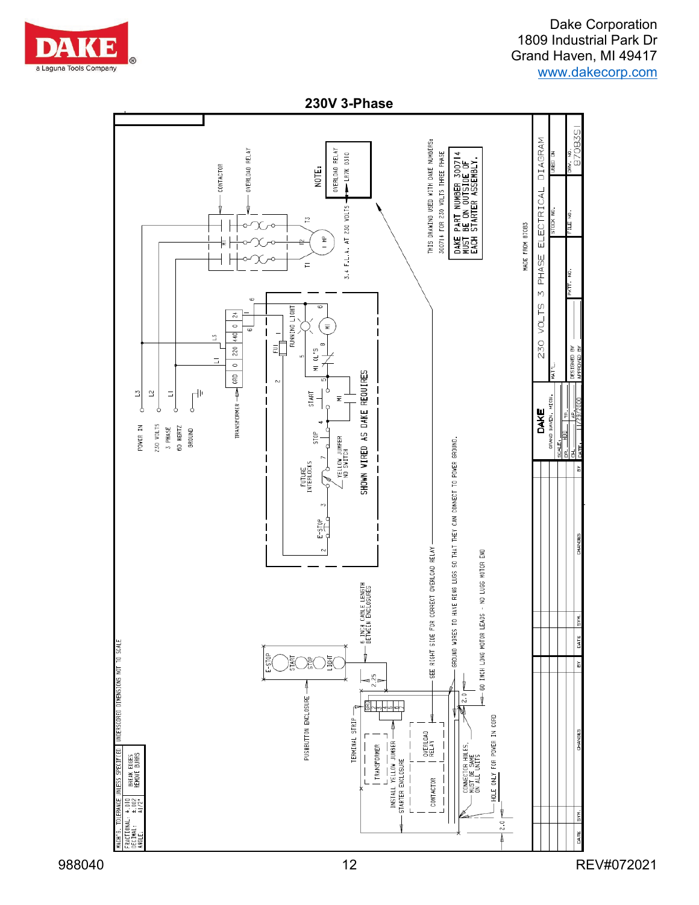## 230V 3-Phase

POWER IN
230 VOLTS
3 PHASE
60 HERTZ
GROUND

L3 L2 L1

TRANSFORMER

GRD | 0 | 220 | 440 | 0 | 24

CONTACTOR

OVERLOAD RELAY

M1

T1 T2 T3

1 HP

3.4 F.L.A. AT 230 VOLTS

NOTE: OVERLOAD RELAY LR7K 0310

FU1

RUNNING LIGHT

M1

M1 OL'S

START

STOP

M1

FUTURE INTERLOCKS

YELLOW JUMPER NO SWITCH

E-STOP

SHOWN WIRED AS DAKE REQUIRES

THIS DRAWING USED WITH DAKE NUMBERS: 300714 FOR 230 VOLTS THREE PHASE

DAKE PART NUMBER 300714 MUST BE ON OUTSIDE OF EACH STARTER ASSEMBLY.

MADE FROM 87083

E-STOP
START
STOP
LIGHT

PUSHBUTTON ENCLOSURE

6 INCH CABLE LENGTH BETWEEN ENCLOSURES

2.25

TERMINAL STRIP

GRD 1 2 3 4 5 6

TRANSFORMER

INSTALL YELLOW JUMPER

STARTER ENCLOSURE

OVERLOAD RELAY

CONTACTOR

SEE RIGHT SIDE FOR CORRECT OVERLOAD RELAY

GROUND WIRES TO HAVE RING LUGS SO THAT THEY CAN CONNECT TO POWER GROUND.

2.0

60 INCH LONG MOTOR LEADS - NO LUGS MOTOR END

CONNECTOR HOLES, MUST BE SAME ON ALL UNITS

HOLE ONLY FOR POWER IN CORD

2.0

MACH'G. TOLERANCE UNLESS SPECIFIED
FRACTIONAL: ± .010
DECIMAL: ± .002
ANGLE: ±1/2°

BREAK EDGES
REMOVE BURRS

UNDERSCORED DIMENSIONS NOT TO SCALE

| DATE | SYM. | CHANGES | BY | DATE | SYM. | CHANGES | BY |
|---|---|---|---|---|---|---|---|

DAKE
GRAND HAVEN, MICH.

SCALE: NONE
DR.
CH.
TR.
AP.
DATE: 11/29/2000

230 VOLTS 3 PHASE ELECTRICAL DIAGRAM

MAT'L.
DESIGNED BY
APPROVED BY
PATT. NO.
STOCK NO.
FILE NO.
USED ON
DRW. NO. 87083S1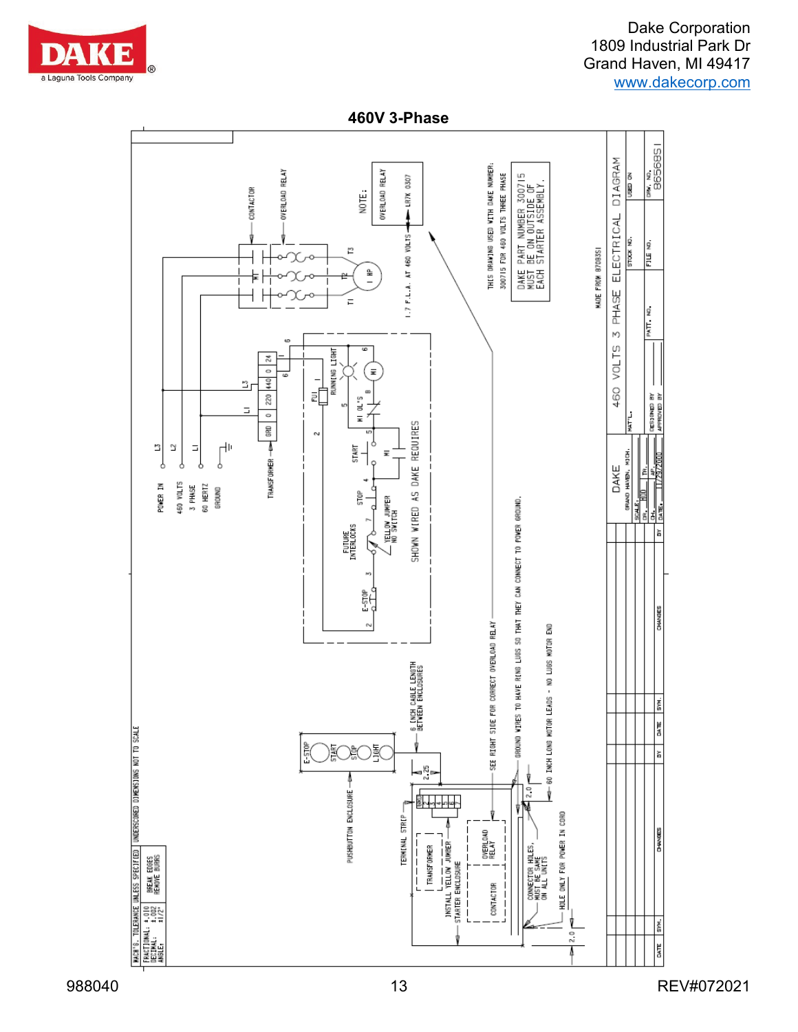# 460V 3-Phase

POWER IN
460 VOLTS
3 PHASE
60 HERTZ
GROUND

L3 L2 L1

TRANSFORMER

GRD | 0 | 220 | 440 | 0 | 24

L1 L3

CONTACTOR
OVERLOAD RELAY

M1

T1 T2 T3

1 HP

1.7 F.L.A. AT 460 VOLTS

NOTE: OVERLOAD RELAY LR7K 0307

FU1

RUNNING LIGHT

M1 OL'S

START

STOP

FUTURE INTERLOCKS

YELLOW JUMPER NO SWITCH

E-STOP

SHOWN WIRED AS DAKE REQUIRES

THIS DRAWING USED WITH DAKE NUMBER: 300715 FOR 460 VOLTS THREE PHASE

DAKE PART NUMBER 300715 MUST BE ON OUTSIDE OF EACH STARTER ASSEMBLY.

MADE FROM 87083SI

E-STOP
START
STOP
LIGHT

PUSHBUTTON ENCLOSURE

6 INCH CABLE LENGTH BETWEEN ENCLOSURES

2.25

TERMINAL STRIP

TRANSFORMER

INSTALL YELLOW JUMBER

STARTER ENCLOSURE

OVERLOAD RELAY

CONTACTOR

SEE RIGHT SIDE FOR CORRECT OVERLOAD RELAY

GROUND WIRES TO HAVE RING LUGS SO THAT THEY CAN CONNECT TO POWER GROUND.

60 INCH LONG MOTOR LEADS - NO LUGS MOTOR END

2.0

CONNECTOR HOLES, MUST BE SAME ON ALL UNITS

HOLE ONLY FOR POWER IN CORD

2.0

MACH'G. TOLERANCE UNLESS SPECIFIED
FRACTIONAL: ±.010
DECIMAL: ±.002
ANGLE: ±1/2°

BREAK EDGES REMOVE BURRS

UNDERSCORED DIMENSIONS NOT TO SCALE

DAKE GRAND HAVEN, MICH.

460 VOLTS 3 PHASE ELECTRICAL DIAGRAM

SCALE: NONE
DR.
CH.
DATE: 11/29/2000

DWG. NO. 86568SI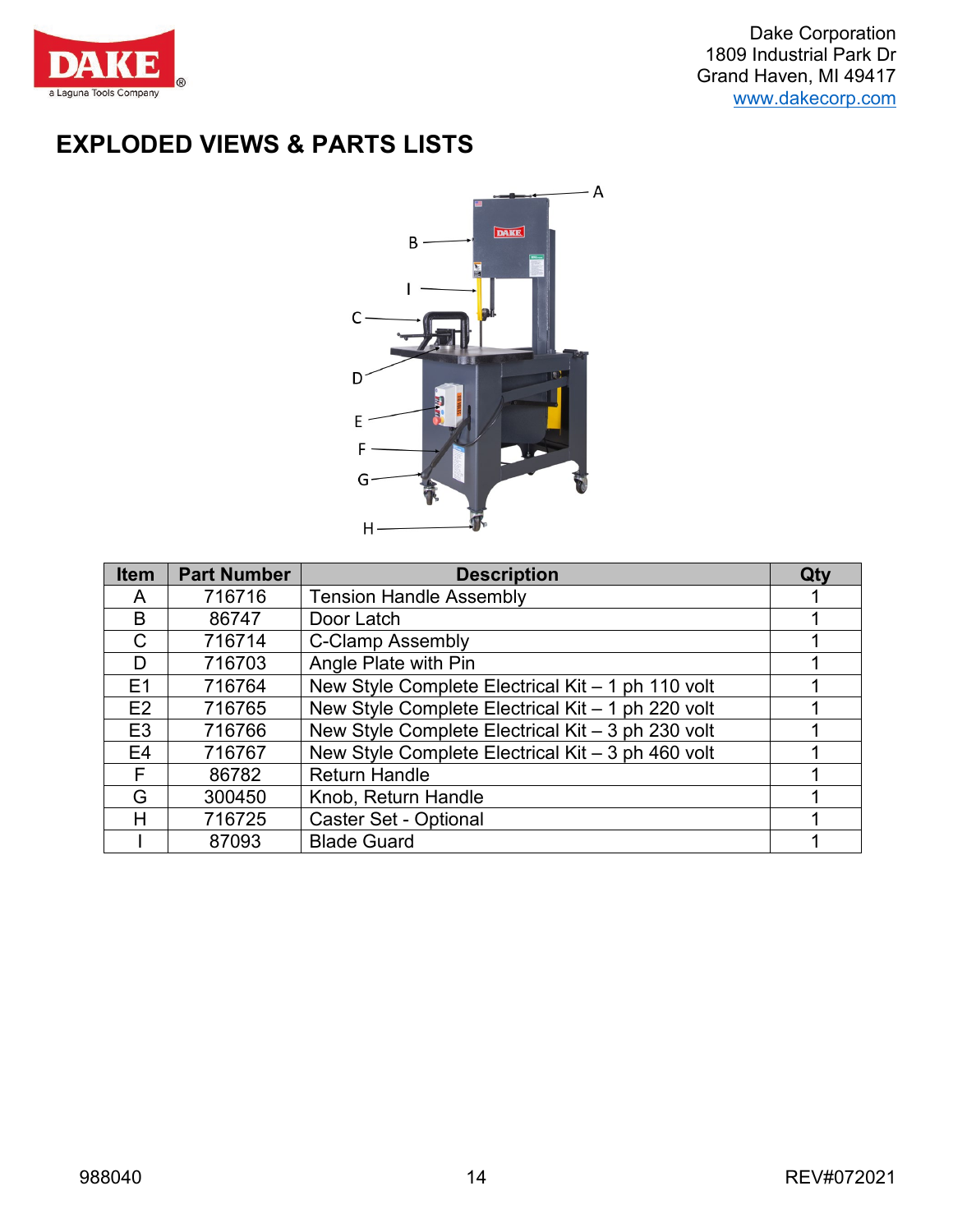Dake Corporation
1809 Industrial Park Dr
Grand Haven, MI 49417
www.dakecorp.com

# EXPLODED VIEWS & PARTS LISTS

| Item | Part Number | Description | Qty |
|---|---|---|---|
| A | 716716 | Tension Handle Assembly | 1 |
| B | 86747 | Door Latch | 1 |
| C | 716714 | C-Clamp Assembly | 1 |
| D | 716703 | Angle Plate with Pin | 1 |
| E1 | 716764 | New Style Complete Electrical Kit – 1 ph 110 volt | 1 |
| E2 | 716765 | New Style Complete Electrical Kit – 1 ph 220 volt | 1 |
| E3 | 716766 | New Style Complete Electrical Kit – 3 ph 230 volt | 1 |
| E4 | 716767 | New Style Complete Electrical Kit – 3 ph 460 volt | 1 |
| F | 86782 | Return Handle | 1 |
| G | 300450 | Knob, Return Handle | 1 |
| H | 716725 | Caster Set - Optional | 1 |
| I | 87093 | Blade Guard | 1 |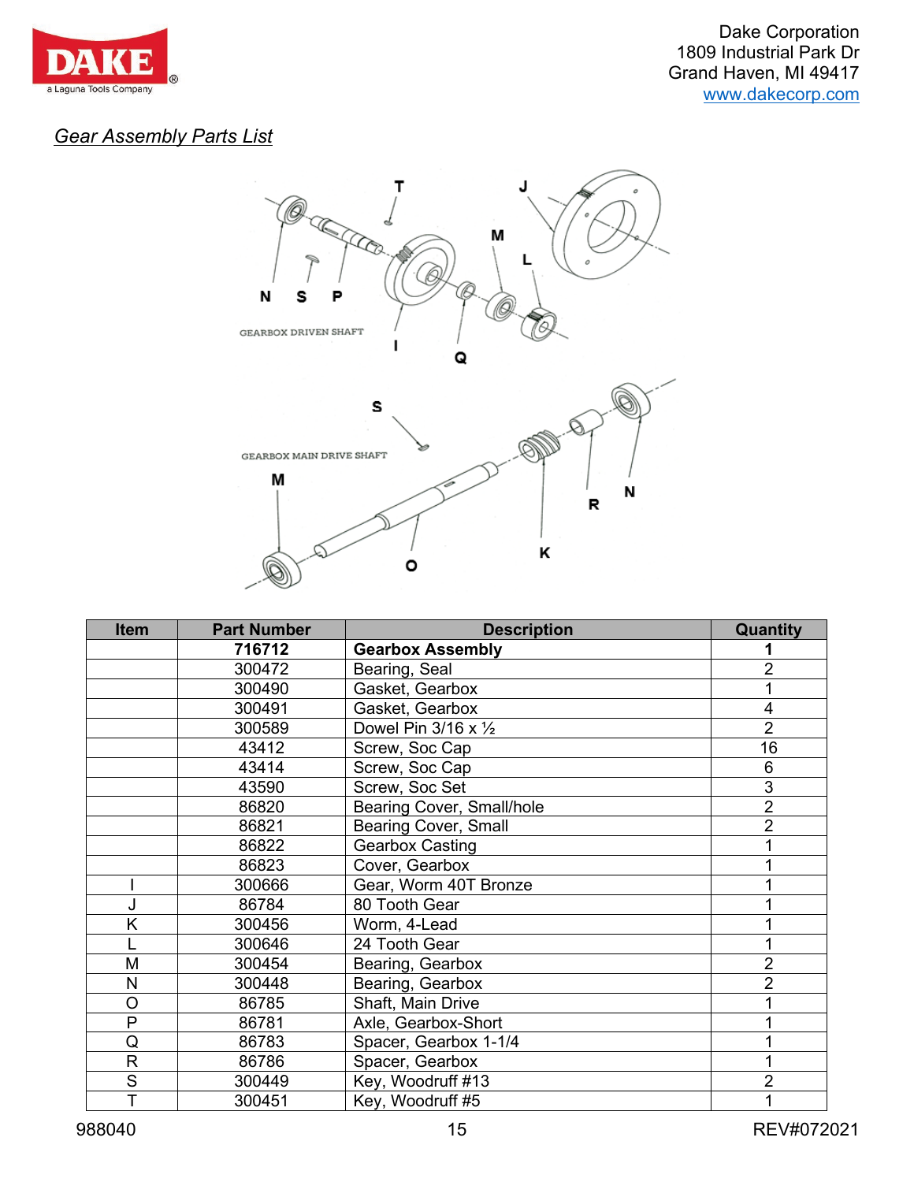## Gear Assembly Parts List

| Item | Part Number | Description | Quantity |
|---|---|---|---|
| | **716712** | **Gearbox Assembly** | **1** |
| | 300472 | Bearing, Seal | 2 |
| | 300490 | Gasket, Gearbox | 1 |
| | 300491 | Gasket, Gearbox | 4 |
| | 300589 | Dowel Pin 3/16 x ½ | 2 |
| | 43412 | Screw, Soc Cap | 16 |
| | 43414 | Screw, Soc Cap | 6 |
| | 43590 | Screw, Soc Set | 3 |
| | 86820 | Bearing Cover, Small/hole | 2 |
| | 86821 | Bearing Cover, Small | 2 |
| | 86822 | Gearbox Casting | 1 |
| | 86823 | Cover, Gearbox | 1 |
| I | 300666 | Gear, Worm 40T Bronze | 1 |
| J | 86784 | 80 Tooth Gear | 1 |
| K | 300456 | Worm, 4-Lead | 1 |
| L | 300646 | 24 Tooth Gear | 1 |
| M | 300454 | Bearing, Gearbox | 2 |
| N | 300448 | Bearing, Gearbox | 2 |
| O | 86785 | Shaft, Main Drive | 1 |
| P | 86781 | Axle, Gearbox-Short | 1 |
| Q | 86783 | Spacer, Gearbox 1-1/4 | 1 |
| R | 86786 | Spacer, Gearbox | 1 |
| S | 300449 | Key, Woodruff #13 | 2 |
| T | 300451 | Key, Woodruff #5 | 1 |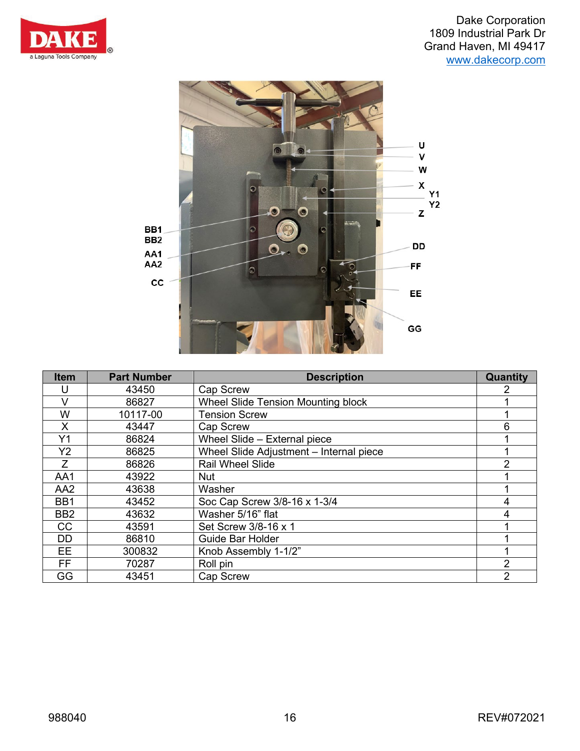Dake Corporation
1809 Industrial Park Dr
Grand Haven, MI 49417
www.dakecorp.com

| Item | Part Number | Description | Quantity |
|---|---|---|---|
| U | 43450 | Cap Screw | 2 |
| V | 86827 | Wheel Slide Tension Mounting block | 1 |
| W | 10117-00 | Tension Screw | 1 |
| X | 43447 | Cap Screw | 6 |
| Y1 | 86824 | Wheel Slide – External piece | 1 |
| Y2 | 86825 | Wheel Slide Adjustment – Internal piece | 1 |
| Z | 86826 | Rail Wheel Slide | 2 |
| AA1 | 43922 | Nut | 1 |
| AA2 | 43638 | Washer | 1 |
| BB1 | 43452 | Soc Cap Screw 3/8-16 x 1-3/4 | 4 |
| BB2 | 43632 | Washer 5/16" flat | 4 |
| CC | 43591 | Set Screw 3/8-16 x 1 | 1 |
| DD | 86810 | Guide Bar Holder | 1 |
| EE | 300832 | Knob Assembly 1-1/2" | 1 |
| FF | 70287 | Roll pin | 2 |
| GG | 43451 | Cap Screw | 2 |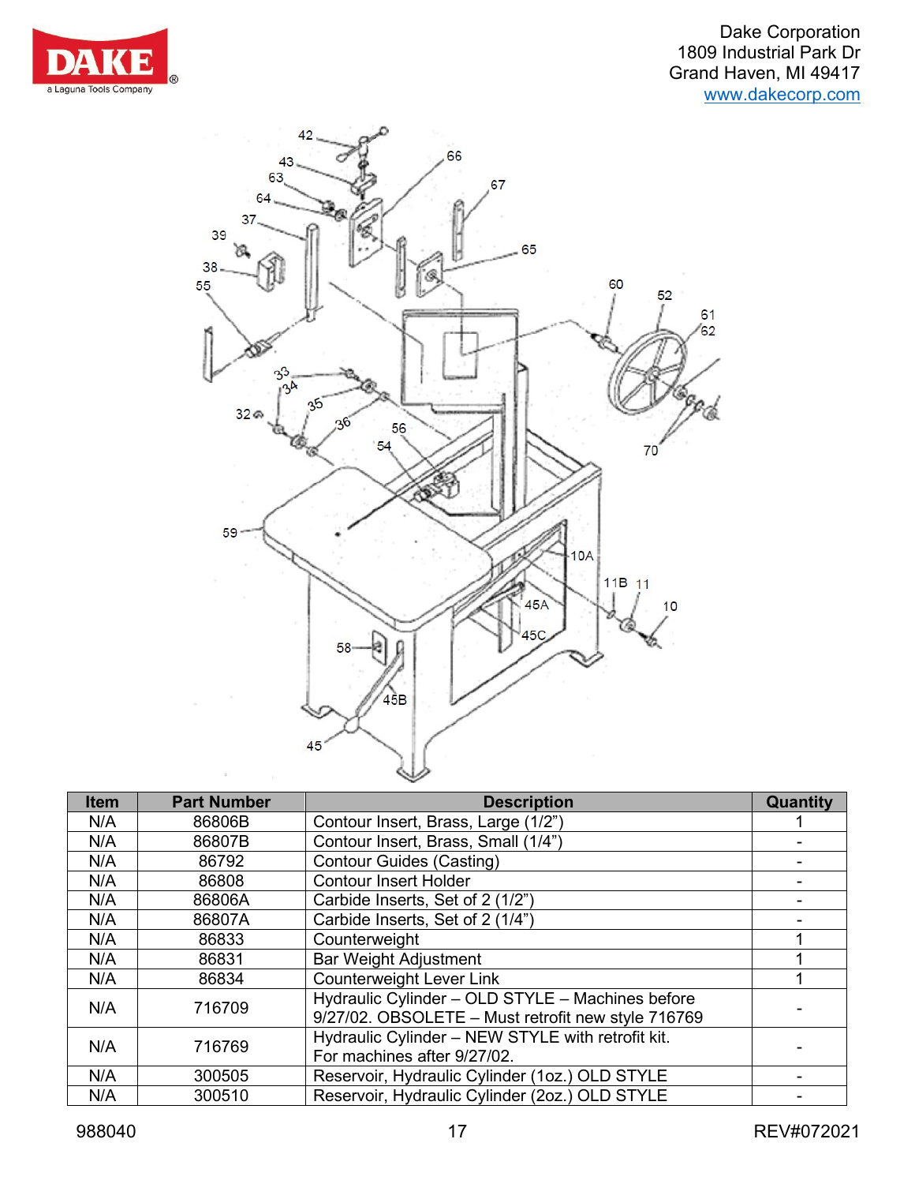| Item | Part Number | Description | Quantity |
| --- | --- | --- | --- |
| N/A | 86806B | Contour Insert, Brass, Large (1/2") | 1 |
| N/A | 86807B | Contour Insert, Brass, Small (1/4") | - |
| N/A | 86792 | Contour Guides (Casting) | - |
| N/A | 86808 | Contour Insert Holder | - |
| N/A | 86806A | Carbide Inserts, Set of 2 (1/2") | - |
| N/A | 86807A | Carbide Inserts, Set of 2 (1/4") | - |
| N/A | 86833 | Counterweight | 1 |
| N/A | 86831 | Bar Weight Adjustment | 1 |
| N/A | 86834 | Counterweight Lever Link | 1 |
| N/A | 716709 | Hydraulic Cylinder – OLD STYLE – Machines before 9/27/02. OBSOLETE – Must retrofit new style 716769 | - |
| N/A | 716769 | Hydraulic Cylinder – NEW STYLE with retrofit kit. For machines after 9/27/02. | - |
| N/A | 300505 | Reservoir, Hydraulic Cylinder (1oz.) OLD STYLE | - |
| N/A | 300510 | Reservoir, Hydraulic Cylinder (2oz.) OLD STYLE | - |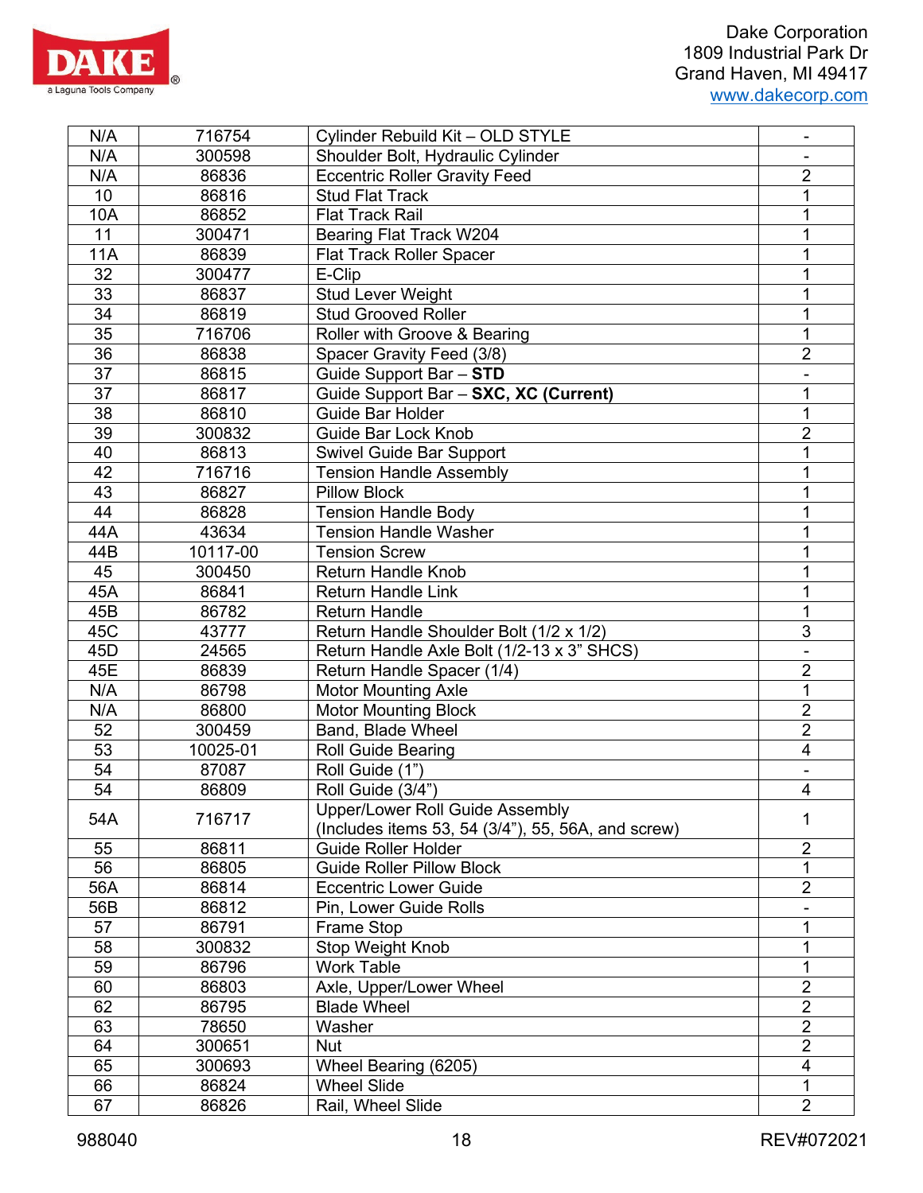| N/A | 716754 | Cylinder Rebuild Kit – OLD STYLE | - |
|---|---|---|---|
| N/A | 300598 | Shoulder Bolt, Hydraulic Cylinder | - |
| N/A | 86836 | Eccentric Roller Gravity Feed | 2 |
| 10 | 86816 | Stud Flat Track | 1 |
| 10A | 86852 | Flat Track Rail | 1 |
| 11 | 300471 | Bearing Flat Track W204 | 1 |
| 11A | 86839 | Flat Track Roller Spacer | 1 |
| 32 | 300477 | E-Clip | 1 |
| 33 | 86837 | Stud Lever Weight | 1 |
| 34 | 86819 | Stud Grooved Roller | 1 |
| 35 | 716706 | Roller with Groove & Bearing | 1 |
| 36 | 86838 | Spacer Gravity Feed (3/8) | 2 |
| 37 | 86815 | Guide Support Bar – **STD** | - |
| 37 | 86817 | Guide Support Bar – **SXC, XC (Current)** | 1 |
| 38 | 86810 | Guide Bar Holder | 1 |
| 39 | 300832 | Guide Bar Lock Knob | 2 |
| 40 | 86813 | Swivel Guide Bar Support | 1 |
| 42 | 716716 | Tension Handle Assembly | 1 |
| 43 | 86827 | Pillow Block | 1 |
| 44 | 86828 | Tension Handle Body | 1 |
| 44A | 43634 | Tension Handle Washer | 1 |
| 44B | 10117-00 | Tension Screw | 1 |
| 45 | 300450 | Return Handle Knob | 1 |
| 45A | 86841 | Return Handle Link | 1 |
| 45B | 86782 | Return Handle | 1 |
| 45C | 43777 | Return Handle Shoulder Bolt (1/2 x 1/2) | 3 |
| 45D | 24565 | Return Handle Axle Bolt (1/2-13 x 3” SHCS) | - |
| 45E | 86839 | Return Handle Spacer (1/4) | 2 |
| N/A | 86798 | Motor Mounting Axle | 1 |
| N/A | 86800 | Motor Mounting Block | 2 |
| 52 | 300459 | Band, Blade Wheel | 2 |
| 53 | 10025-01 | Roll Guide Bearing | 4 |
| 54 | 87087 | Roll Guide (1”) | - |
| 54 | 86809 | Roll Guide (3/4”) | 4 |
| 54A | 716717 | Upper/Lower Roll Guide Assembly (Includes items 53, 54 (3/4”), 55, 56A, and screw) | 1 |
| 55 | 86811 | Guide Roller Holder | 2 |
| 56 | 86805 | Guide Roller Pillow Block | 1 |
| 56A | 86814 | Eccentric Lower Guide | 2 |
| 56B | 86812 | Pin, Lower Guide Rolls | - |
| 57 | 86791 | Frame Stop | 1 |
| 58 | 300832 | Stop Weight Knob | 1 |
| 59 | 86796 | Work Table | 1 |
| 60 | 86803 | Axle, Upper/Lower Wheel | 2 |
| 62 | 86795 | Blade Wheel | 2 |
| 63 | 78650 | Washer | 2 |
| 64 | 300651 | Nut | 2 |
| 65 | 300693 | Wheel Bearing (6205) | 4 |
| 66 | 86824 | Wheel Slide | 1 |
| 67 | 86826 | Rail, Wheel Slide | 2 |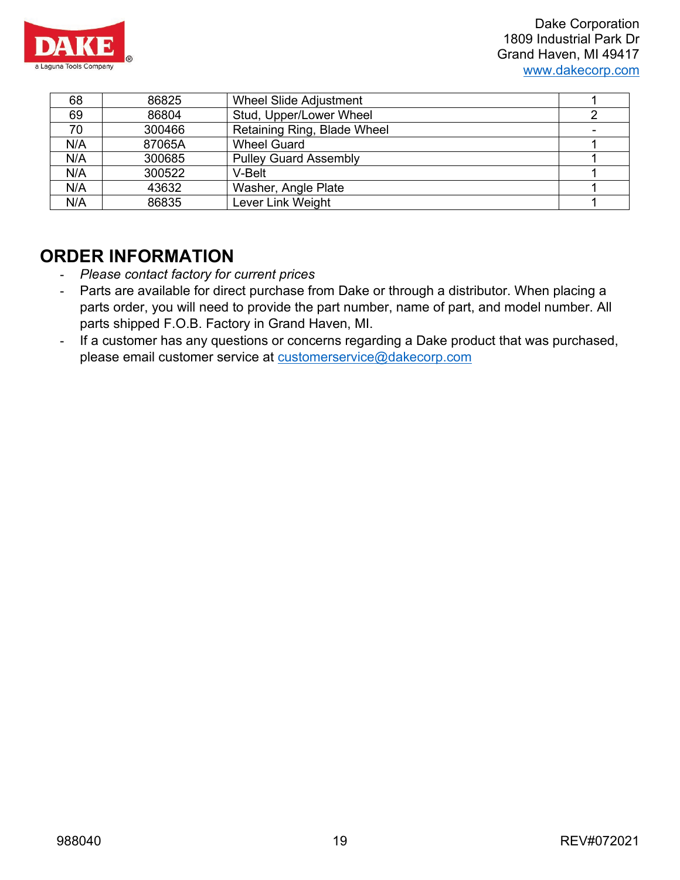| | | | |
|---|---|---|---|
| 68 | 86825 | Wheel Slide Adjustment | 1 |
| 69 | 86804 | Stud, Upper/Lower Wheel | 2 |
| 70 | 300466 | Retaining Ring, Blade Wheel | - |
| N/A | 87065A | Wheel Guard | 1 |
| N/A | 300685 | Pulley Guard Assembly | 1 |
| N/A | 300522 | V-Belt | 1 |
| N/A | 43632 | Washer, Angle Plate | 1 |
| N/A | 86835 | Lever Link Weight | 1 |

## ORDER INFORMATION

- *Please contact factory for current prices*
- Parts are available for direct purchase from Dake or through a distributor. When placing a parts order, you will need to provide the part number, name of part, and model number. All parts shipped F.O.B. Factory in Grand Haven, MI.
- If a customer has any questions or concerns regarding a Dake product that was purchased, please email customer service at customerservice@dakecorp.com